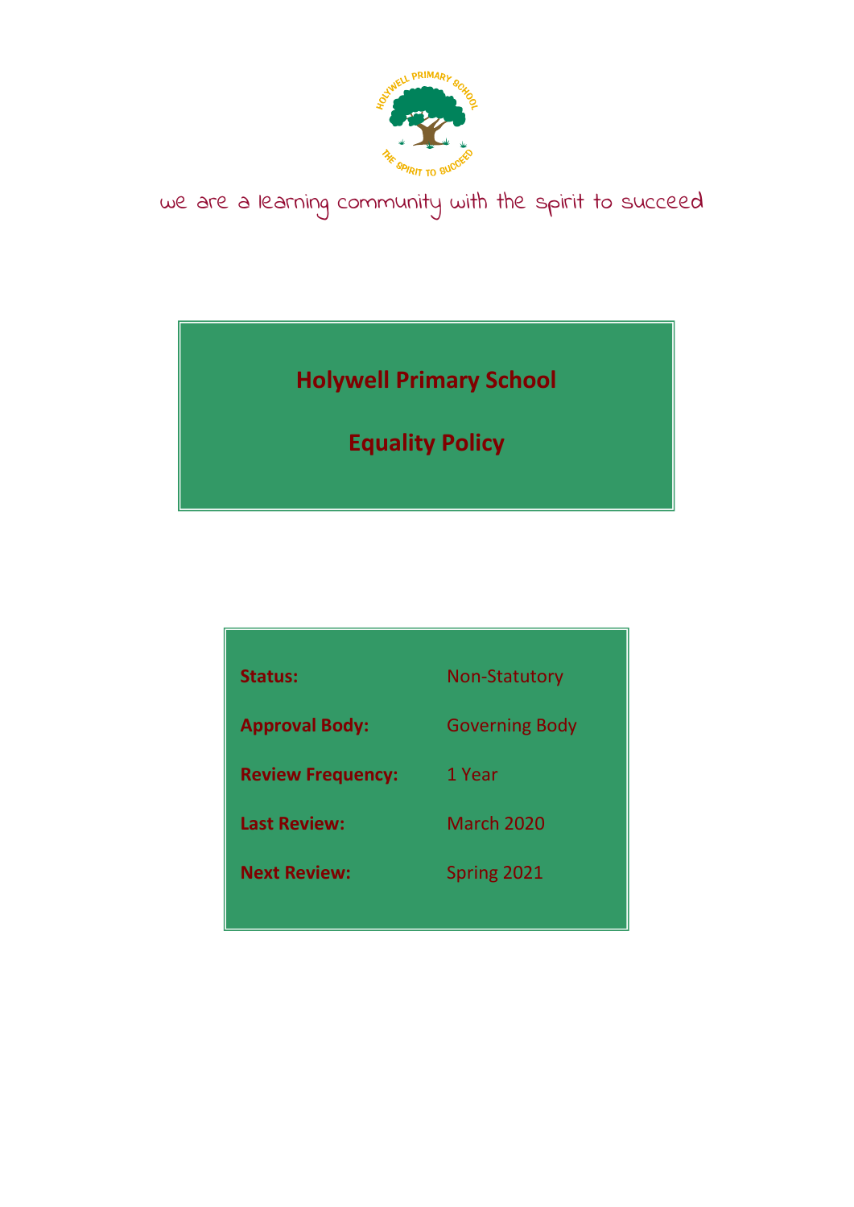we are a learning community with the spirit to succeed

# Holywell Primary School

# Equality Policy

| | |
|---|---|
| **Status:** | Non-Statutory |
| **Approval Body:** | Governing Body |
| **Review Frequency:** | 1 Year |
| **Last Review:** | March 2020 |
| **Next Review:** | Spring 2021 |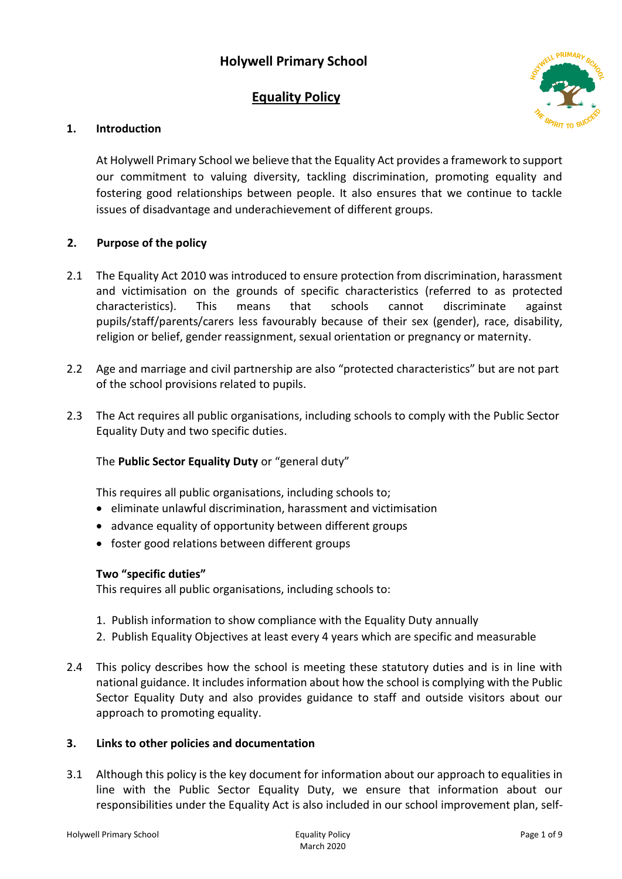# Holywell Primary School

## Equality Policy

### 1. Introduction

At Holywell Primary School we believe that the Equality Act provides a framework to support our commitment to valuing diversity, tackling discrimination, promoting equality and fostering good relationships between people. It also ensures that we continue to tackle issues of disadvantage and underachievement of different groups.

### 2. Purpose of the policy

2.1 The Equality Act 2010 was introduced to ensure protection from discrimination, harassment and victimisation on the grounds of specific characteristics (referred to as protected characteristics). This means that schools cannot discriminate against pupils/staff/parents/carers less favourably because of their sex (gender), race, disability, religion or belief, gender reassignment, sexual orientation or pregnancy or maternity.

2.2 Age and marriage and civil partnership are also "protected characteristics" but are not part of the school provisions related to pupils.

2.3 The Act requires all public organisations, including schools to comply with the Public Sector Equality Duty and two specific duties.

The **Public Sector Equality Duty** or "general duty"

This requires all public organisations, including schools to;

- eliminate unlawful discrimination, harassment and victimisation
- advance equality of opportunity between different groups
- foster good relations between different groups

**Two "specific duties"**
This requires all public organisations, including schools to:

1. Publish information to show compliance with the Equality Duty annually
2. Publish Equality Objectives at least every 4 years which are specific and measurable

2.4 This policy describes how the school is meeting these statutory duties and is in line with national guidance. It includes information about how the school is complying with the Public Sector Equality Duty and also provides guidance to staff and outside visitors about our approach to promoting equality.

### 3. Links to other policies and documentation

3.1 Although this policy is the key document for information about our approach to equalities in line with the Public Sector Equality Duty, we ensure that information about our responsibilities under the Equality Act is also included in our school improvement plan, self-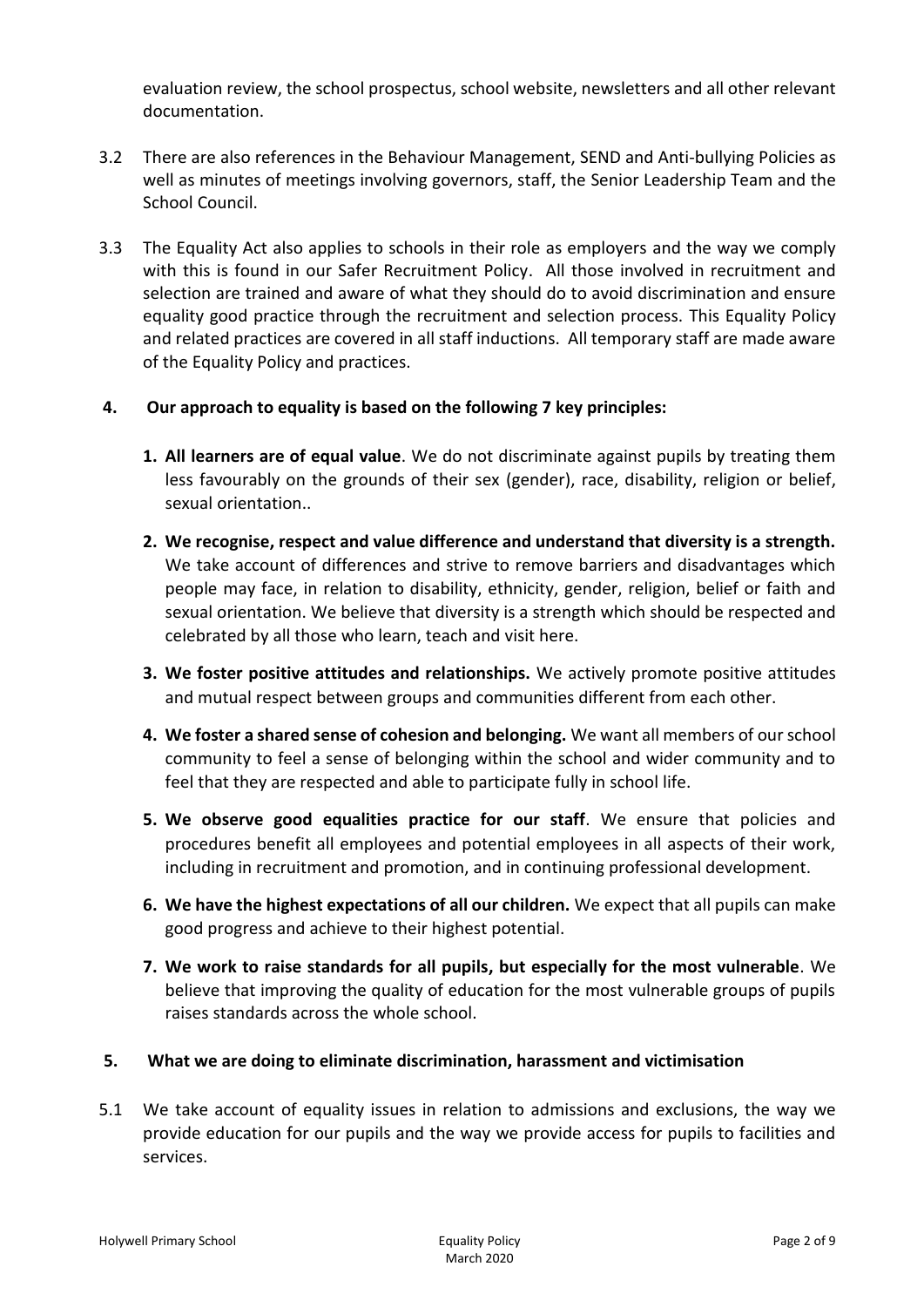evaluation review, the school prospectus, school website, newsletters and all other relevant documentation.

3.2 There are also references in the Behaviour Management, SEND and Anti-bullying Policies as well as minutes of meetings involving governors, staff, the Senior Leadership Team and the School Council.

3.3 The Equality Act also applies to schools in their role as employers and the way we comply with this is found in our Safer Recruitment Policy. All those involved in recruitment and selection are trained and aware of what they should do to avoid discrimination and ensure equality good practice through the recruitment and selection process. This Equality Policy and related practices are covered in all staff inductions. All temporary staff are made aware of the Equality Policy and practices.

## 4. Our approach to equality is based on the following 7 key principles:

1. **All learners are of equal value**. We do not discriminate against pupils by treating them less favourably on the grounds of their sex (gender), race, disability, religion or belief, sexual orientation..
2. **We recognise, respect and value difference and understand that diversity is a strength.** We take account of differences and strive to remove barriers and disadvantages which people may face, in relation to disability, ethnicity, gender, religion, belief or faith and sexual orientation. We believe that diversity is a strength which should be respected and celebrated by all those who learn, teach and visit here.
3. **We foster positive attitudes and relationships.** We actively promote positive attitudes and mutual respect between groups and communities different from each other.
4. **We foster a shared sense of cohesion and belonging.** We want all members of our school community to feel a sense of belonging within the school and wider community and to feel that they are respected and able to participate fully in school life.
5. **We observe good equalities practice for our staff**. We ensure that policies and procedures benefit all employees and potential employees in all aspects of their work, including in recruitment and promotion, and in continuing professional development.
6. **We have the highest expectations of all our children.** We expect that all pupils can make good progress and achieve to their highest potential.
7. **We work to raise standards for all pupils, but especially for the most vulnerable**. We believe that improving the quality of education for the most vulnerable groups of pupils raises standards across the whole school.

## 5. What we are doing to eliminate discrimination, harassment and victimisation

5.1 We take account of equality issues in relation to admissions and exclusions, the way we provide education for our pupils and the way we provide access for pupils to facilities and services.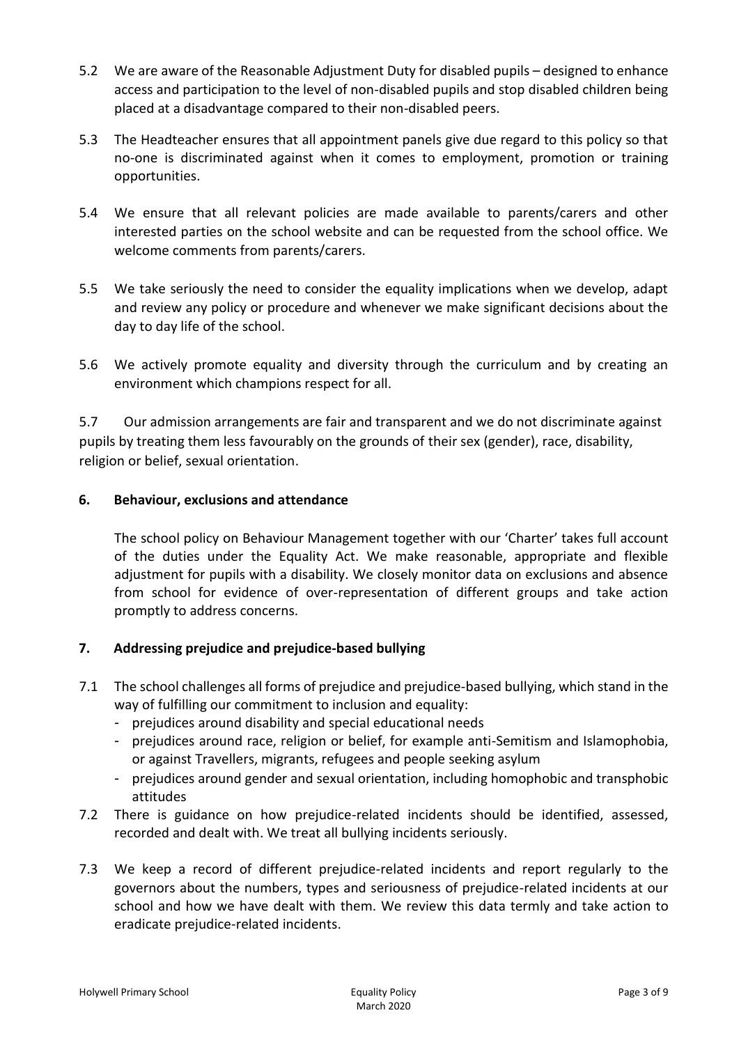5.2 We are aware of the Reasonable Adjustment Duty for disabled pupils – designed to enhance access and participation to the level of non-disabled pupils and stop disabled children being placed at a disadvantage compared to their non-disabled peers.

5.3 The Headteacher ensures that all appointment panels give due regard to this policy so that no-one is discriminated against when it comes to employment, promotion or training opportunities.

5.4 We ensure that all relevant policies are made available to parents/carers and other interested parties on the school website and can be requested from the school office. We welcome comments from parents/carers.

5.5 We take seriously the need to consider the equality implications when we develop, adapt and review any policy or procedure and whenever we make significant decisions about the day to day life of the school.

5.6 We actively promote equality and diversity through the curriculum and by creating an environment which champions respect for all.

5.7 Our admission arrangements are fair and transparent and we do not discriminate against pupils by treating them less favourably on the grounds of their sex (gender), race, disability, religion or belief, sexual orientation.

## 6. Behaviour, exclusions and attendance

The school policy on Behaviour Management together with our 'Charter' takes full account of the duties under the Equality Act. We make reasonable, appropriate and flexible adjustment for pupils with a disability. We closely monitor data on exclusions and absence from school for evidence of over-representation of different groups and take action promptly to address concerns.

## 7. Addressing prejudice and prejudice-based bullying

7.1 The school challenges all forms of prejudice and prejudice-based bullying, which stand in the way of fulfilling our commitment to inclusion and equality:

- prejudices around disability and special educational needs
- prejudices around race, religion or belief, for example anti-Semitism and Islamophobia, or against Travellers, migrants, refugees and people seeking asylum
- prejudices around gender and sexual orientation, including homophobic and transphobic attitudes

7.2 There is guidance on how prejudice-related incidents should be identified, assessed, recorded and dealt with. We treat all bullying incidents seriously.

7.3 We keep a record of different prejudice-related incidents and report regularly to the governors about the numbers, types and seriousness of prejudice-related incidents at our school and how we have dealt with them. We review this data termly and take action to eradicate prejudice-related incidents.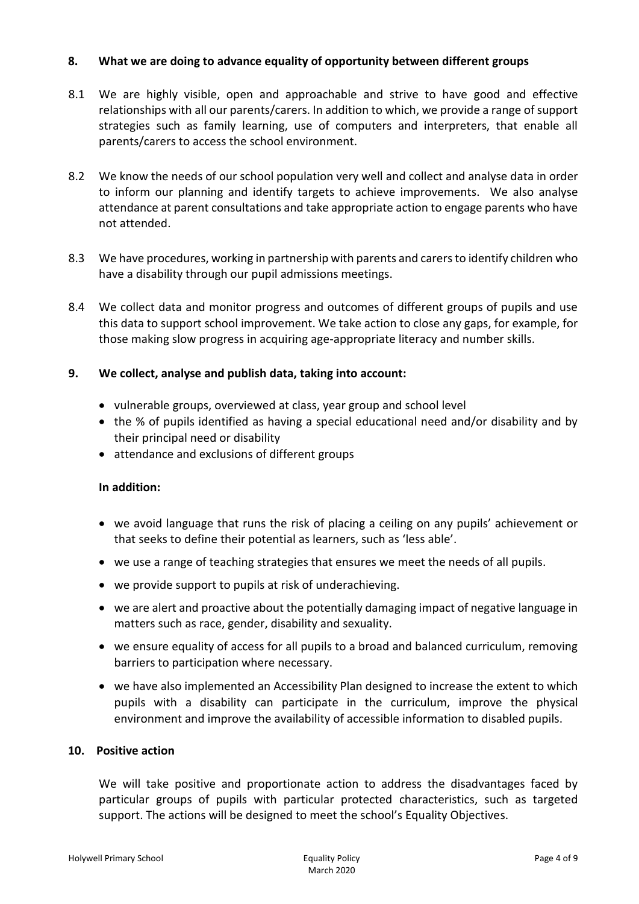## 8. What we are doing to advance equality of opportunity between different groups

8.1 We are highly visible, open and approachable and strive to have good and effective relationships with all our parents/carers. In addition to which, we provide a range of support strategies such as family learning, use of computers and interpreters, that enable all parents/carers to access the school environment.

8.2 We know the needs of our school population very well and collect and analyse data in order to inform our planning and identify targets to achieve improvements. We also analyse attendance at parent consultations and take appropriate action to engage parents who have not attended.

8.3 We have procedures, working in partnership with parents and carers to identify children who have a disability through our pupil admissions meetings.

8.4 We collect data and monitor progress and outcomes of different groups of pupils and use this data to support school improvement. We take action to close any gaps, for example, for those making slow progress in acquiring age-appropriate literacy and number skills.

## 9. We collect, analyse and publish data, taking into account:

- vulnerable groups, overviewed at class, year group and school level
- the % of pupils identified as having a special educational need and/or disability and by their principal need or disability
- attendance and exclusions of different groups

**In addition:**

- we avoid language that runs the risk of placing a ceiling on any pupils' achievement or that seeks to define their potential as learners, such as 'less able'.
- we use a range of teaching strategies that ensures we meet the needs of all pupils.
- we provide support to pupils at risk of underachieving.
- we are alert and proactive about the potentially damaging impact of negative language in matters such as race, gender, disability and sexuality.
- we ensure equality of access for all pupils to a broad and balanced curriculum, removing barriers to participation where necessary.
- we have also implemented an Accessibility Plan designed to increase the extent to which pupils with a disability can participate in the curriculum, improve the physical environment and improve the availability of accessible information to disabled pupils.

## 10. Positive action

We will take positive and proportionate action to address the disadvantages faced by particular groups of pupils with particular protected characteristics, such as targeted support. The actions will be designed to meet the school's Equality Objectives.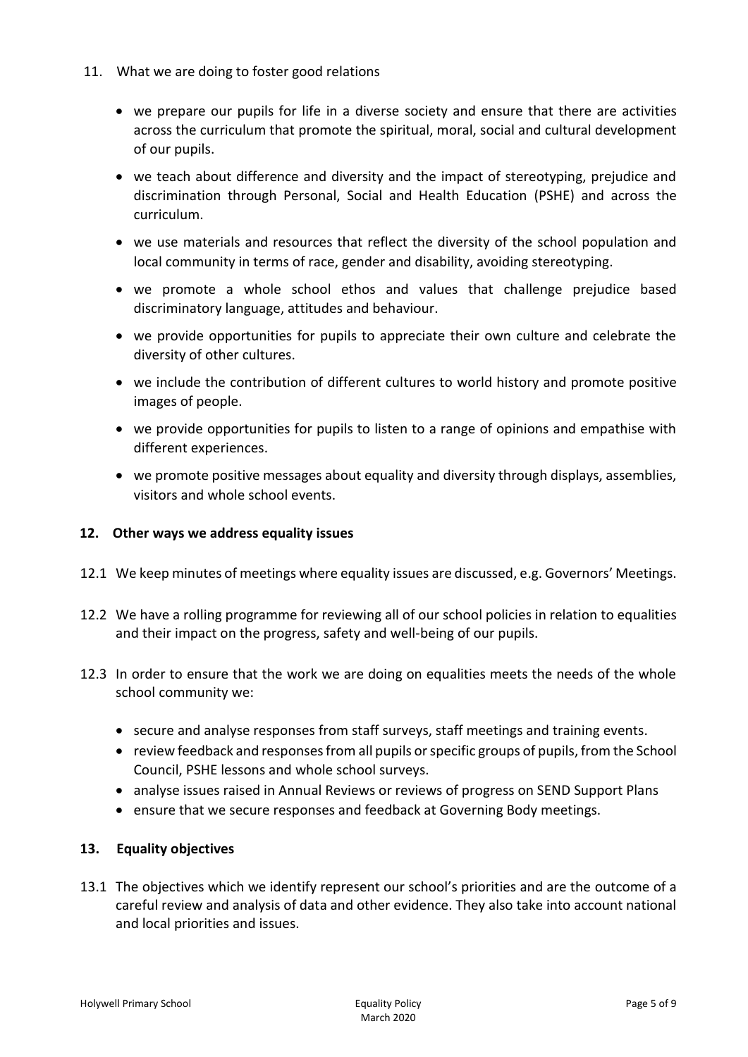## 11. What we are doing to foster good relations

- we prepare our pupils for life in a diverse society and ensure that there are activities across the curriculum that promote the spiritual, moral, social and cultural development of our pupils.
- we teach about difference and diversity and the impact of stereotyping, prejudice and discrimination through Personal, Social and Health Education (PSHE) and across the curriculum.
- we use materials and resources that reflect the diversity of the school population and local community in terms of race, gender and disability, avoiding stereotyping.
- we promote a whole school ethos and values that challenge prejudice based discriminatory language, attitudes and behaviour.
- we provide opportunities for pupils to appreciate their own culture and celebrate the diversity of other cultures.
- we include the contribution of different cultures to world history and promote positive images of people.
- we provide opportunities for pupils to listen to a range of opinions and empathise with different experiences.
- we promote positive messages about equality and diversity through displays, assemblies, visitors and whole school events.

## 12. Other ways we address equality issues

12.1 We keep minutes of meetings where equality issues are discussed, e.g. Governors' Meetings.

12.2 We have a rolling programme for reviewing all of our school policies in relation to equalities and their impact on the progress, safety and well-being of our pupils.

12.3 In order to ensure that the work we are doing on equalities meets the needs of the whole school community we:

- secure and analyse responses from staff surveys, staff meetings and training events.
- review feedback and responses from all pupils or specific groups of pupils, from the School Council, PSHE lessons and whole school surveys.
- analyse issues raised in Annual Reviews or reviews of progress on SEND Support Plans
- ensure that we secure responses and feedback at Governing Body meetings.

## 13. Equality objectives

13.1 The objectives which we identify represent our school's priorities and are the outcome of a careful review and analysis of data and other evidence. They also take into account national and local priorities and issues.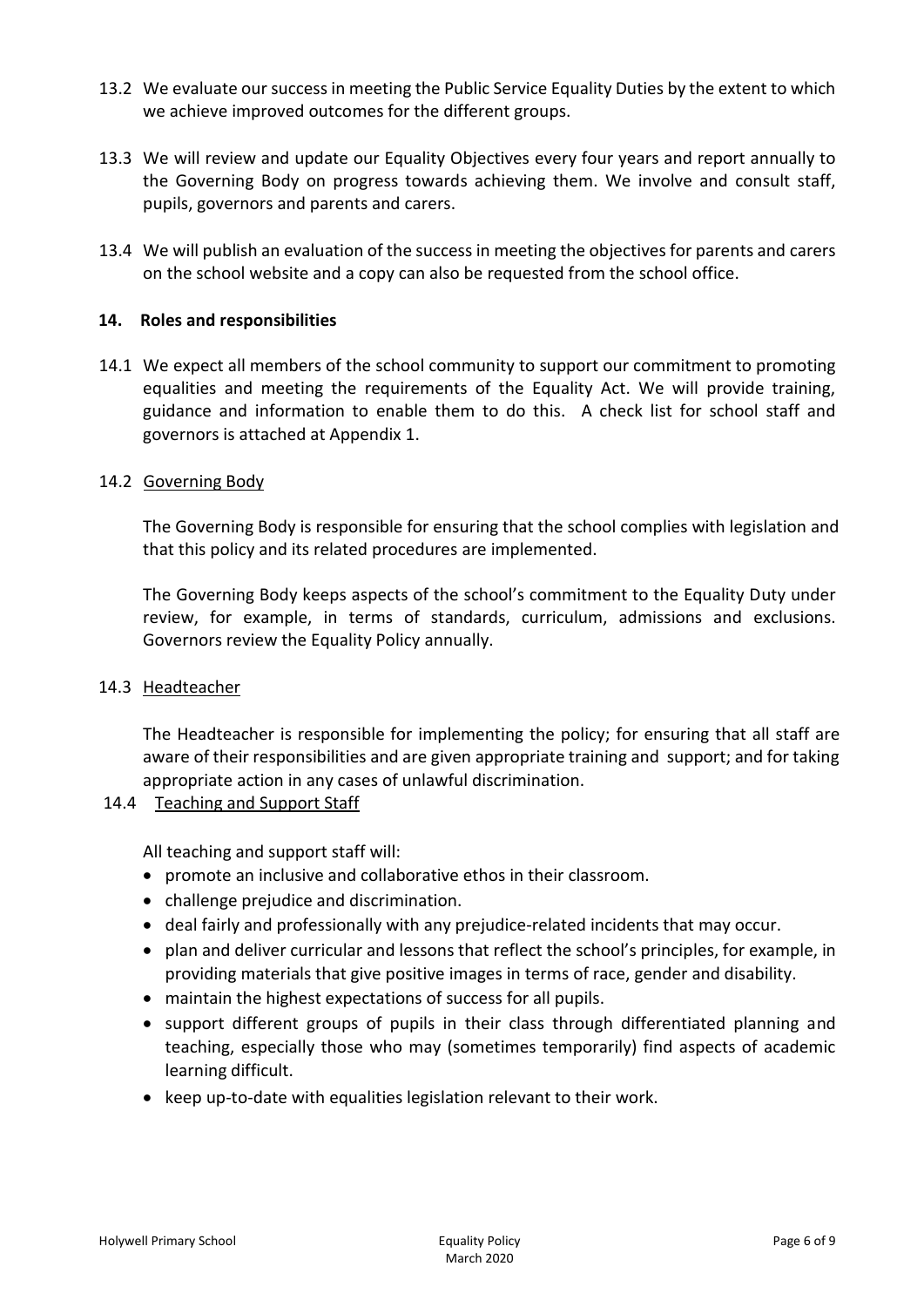13.2 We evaluate our success in meeting the Public Service Equality Duties by the extent to which we achieve improved outcomes for the different groups.

13.3 We will review and update our Equality Objectives every four years and report annually to the Governing Body on progress towards achieving them. We involve and consult staff, pupils, governors and parents and carers.

13.4 We will publish an evaluation of the success in meeting the objectives for parents and carers on the school website and a copy can also be requested from the school office.

## 14. Roles and responsibilities

14.1 We expect all members of the school community to support our commitment to promoting equalities and meeting the requirements of the Equality Act. We will provide training, guidance and information to enable them to do this. A check list for school staff and governors is attached at Appendix 1.

14.2 Governing Body

The Governing Body is responsible for ensuring that the school complies with legislation and that this policy and its related procedures are implemented.

The Governing Body keeps aspects of the school's commitment to the Equality Duty under review, for example, in terms of standards, curriculum, admissions and exclusions. Governors review the Equality Policy annually.

14.3 Headteacher

The Headteacher is responsible for implementing the policy; for ensuring that all staff are aware of their responsibilities and are given appropriate training and support; and for taking appropriate action in any cases of unlawful discrimination.

14.4 Teaching and Support Staff

All teaching and support staff will:

- promote an inclusive and collaborative ethos in their classroom.
- challenge prejudice and discrimination.
- deal fairly and professionally with any prejudice-related incidents that may occur.
- plan and deliver curricular and lessons that reflect the school's principles, for example, in providing materials that give positive images in terms of race, gender and disability.
- maintain the highest expectations of success for all pupils.
- support different groups of pupils in their class through differentiated planning and teaching, especially those who may (sometimes temporarily) find aspects of academic learning difficult.
- keep up-to-date with equalities legislation relevant to their work.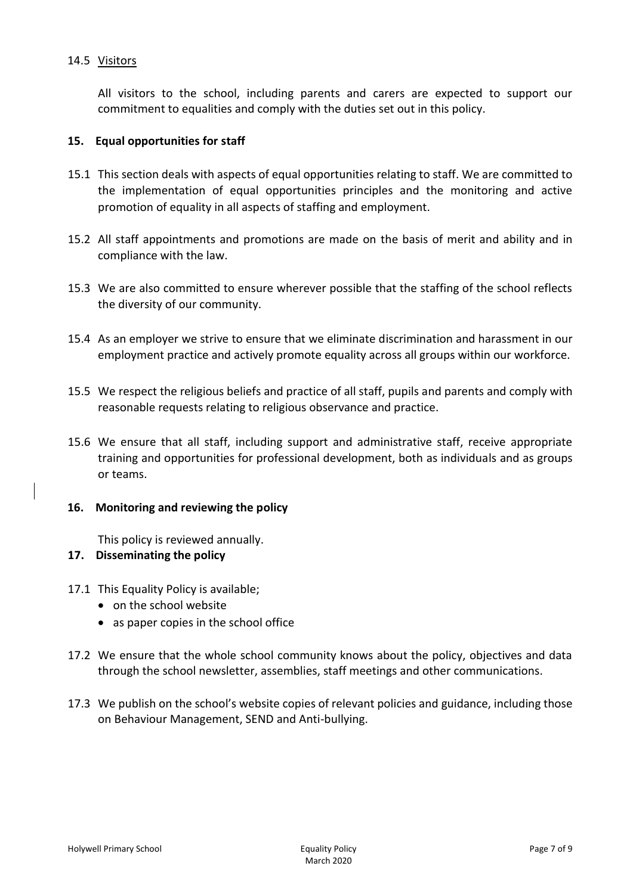### 14.5 Visitors

All visitors to the school, including parents and carers are expected to support our commitment to equalities and comply with the duties set out in this policy.

## 15. Equal opportunities for staff

15.1 This section deals with aspects of equal opportunities relating to staff. We are committed to the implementation of equal opportunities principles and the monitoring and active promotion of equality in all aspects of staffing and employment.

15.2 All staff appointments and promotions are made on the basis of merit and ability and in compliance with the law.

15.3 We are also committed to ensure wherever possible that the staffing of the school reflects the diversity of our community.

15.4 As an employer we strive to ensure that we eliminate discrimination and harassment in our employment practice and actively promote equality across all groups within our workforce.

15.5 We respect the religious beliefs and practice of all staff, pupils and parents and comply with reasonable requests relating to religious observance and practice.

15.6 We ensure that all staff, including support and administrative staff, receive appropriate training and opportunities for professional development, both as individuals and as groups or teams.

## 16. Monitoring and reviewing the policy

This policy is reviewed annually.

## 17. Disseminating the policy

17.1 This Equality Policy is available;

- on the school website
- as paper copies in the school office

17.2 We ensure that the whole school community knows about the policy, objectives and data through the school newsletter, assemblies, staff meetings and other communications.

17.3 We publish on the school's website copies of relevant policies and guidance, including those on Behaviour Management, SEND and Anti-bullying.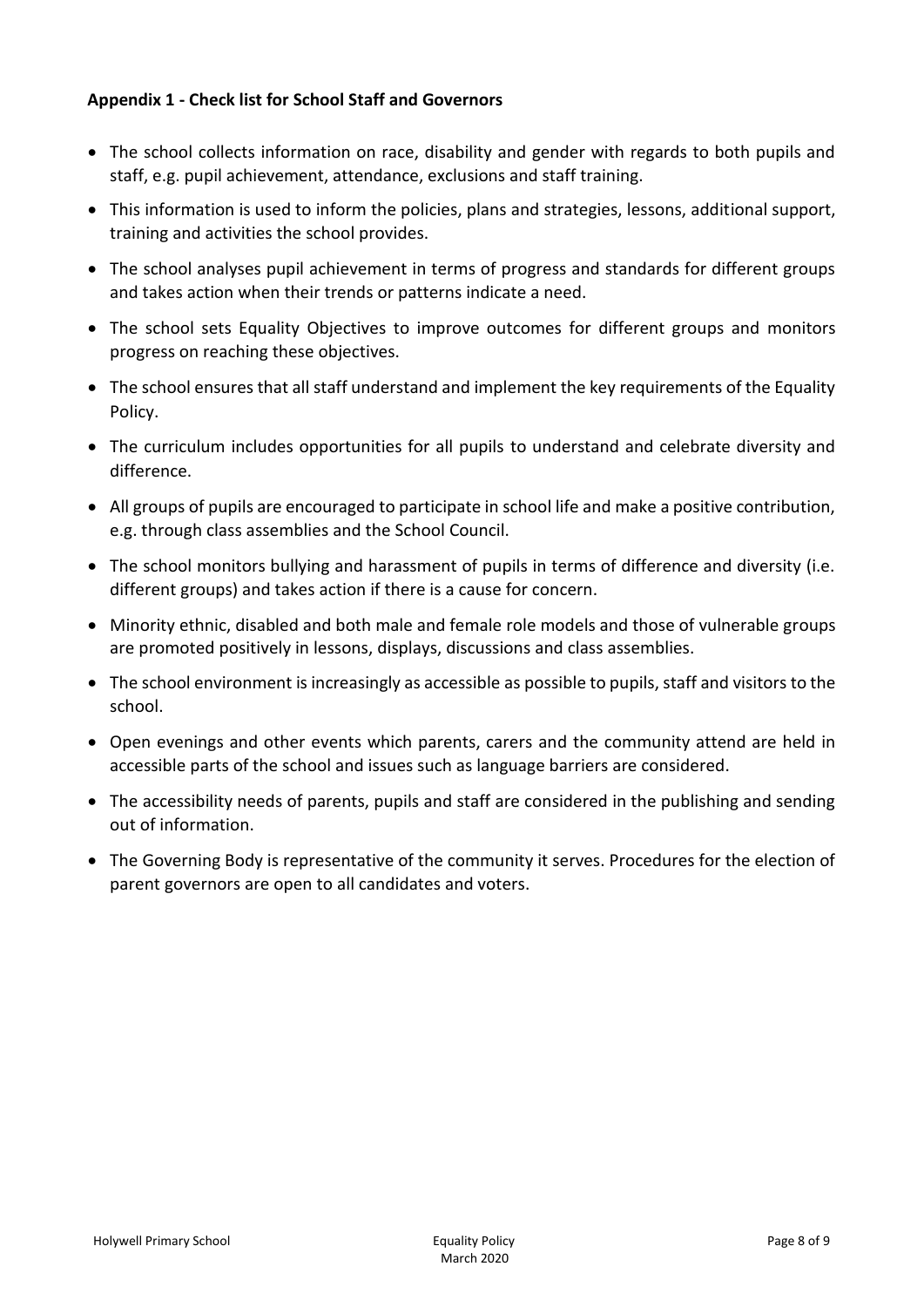**Appendix 1 - Check list for School Staff and Governors**

- The school collects information on race, disability and gender with regards to both pupils and staff, e.g. pupil achievement, attendance, exclusions and staff training.
- This information is used to inform the policies, plans and strategies, lessons, additional support, training and activities the school provides.
- The school analyses pupil achievement in terms of progress and standards for different groups and takes action when their trends or patterns indicate a need.
- The school sets Equality Objectives to improve outcomes for different groups and monitors progress on reaching these objectives.
- The school ensures that all staff understand and implement the key requirements of the Equality Policy.
- The curriculum includes opportunities for all pupils to understand and celebrate diversity and difference.
- All groups of pupils are encouraged to participate in school life and make a positive contribution, e.g. through class assemblies and the School Council.
- The school monitors bullying and harassment of pupils in terms of difference and diversity (i.e. different groups) and takes action if there is a cause for concern.
- Minority ethnic, disabled and both male and female role models and those of vulnerable groups are promoted positively in lessons, displays, discussions and class assemblies.
- The school environment is increasingly as accessible as possible to pupils, staff and visitors to the school.
- Open evenings and other events which parents, carers and the community attend are held in accessible parts of the school and issues such as language barriers are considered.
- The accessibility needs of parents, pupils and staff are considered in the publishing and sending out of information.
- The Governing Body is representative of the community it serves. Procedures for the election of parent governors are open to all candidates and voters.